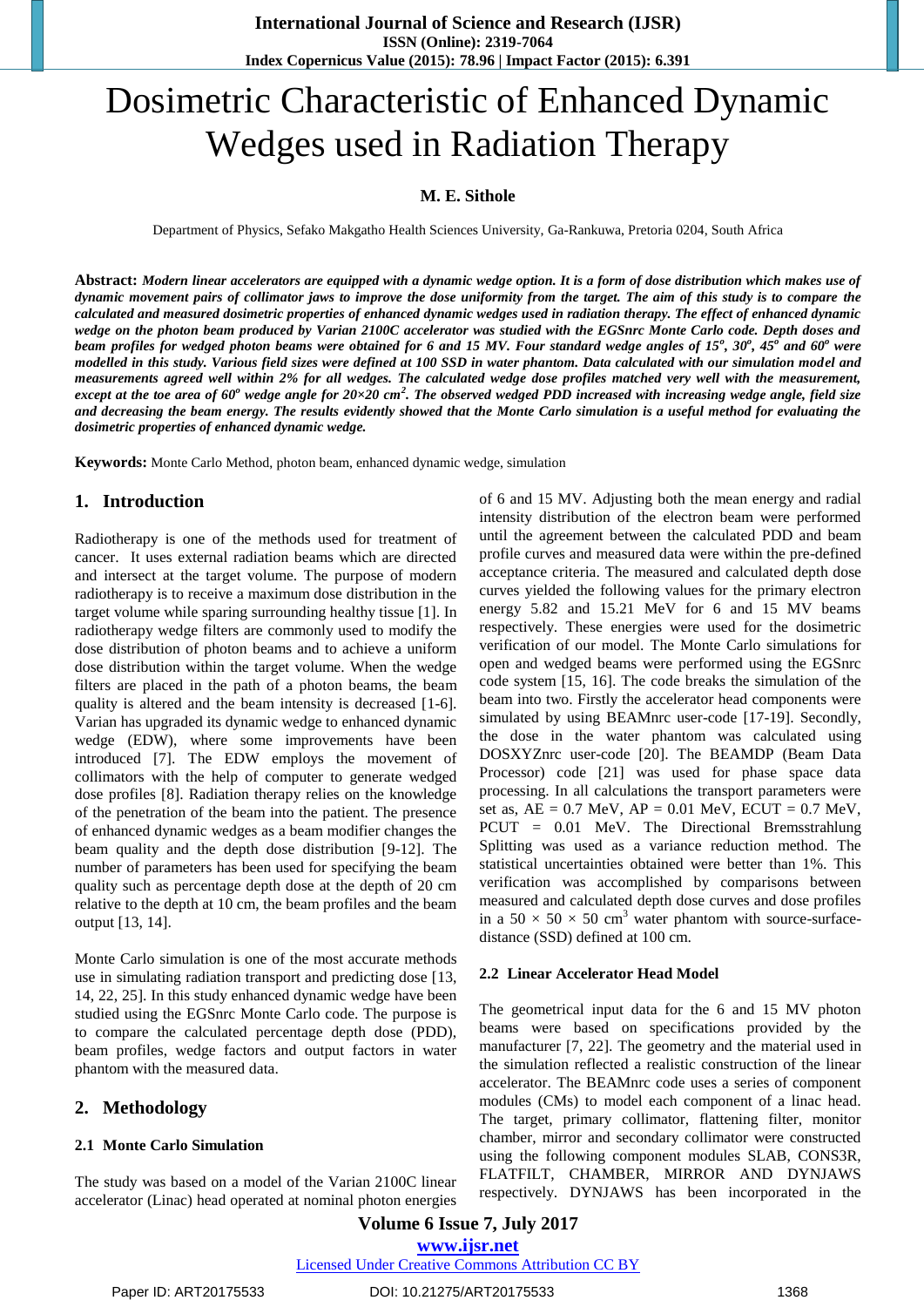# Dosimetric Characteristic of Enhanced Dynamic Wedges used in Radiation Therapy

**M. E. Sithole**

Department of Physics, Sefako Makgatho Health Sciences University, Ga-Rankuwa, Pretoria 0204, South Africa

**Abstract:** ***Modern linear accelerators are equipped with a dynamic wedge option. It is a form of dose distribution which makes use of dynamic movement pairs of collimator jaws to improve the dose uniformity from the target. The aim of this study is to compare the calculated and measured dosimetric properties of enhanced dynamic wedges used in radiation therapy. The effect of enhanced dynamic wedge on the photon beam produced by Varian 2100C accelerator was studied with the EGSnrc Monte Carlo code. Depth doses and beam profiles for wedged photon beams were obtained for 6 and 15 MV. Four standard wedge angles of 15°, 30°, 45° and 60° were modelled in this study. Various field sizes were defined at 100 SSD in water phantom. Data calculated with our simulation model and measurements agreed well within 2% for all wedges. The calculated wedge dose profiles matched very well with the measurement, except at the toe area of 60° wedge angle for 20×20 cm². The observed wedged PDD increased with increasing wedge angle, field size and decreasing the beam energy. The results evidently showed that the Monte Carlo simulation is a useful method for evaluating the dosimetric properties of enhanced dynamic wedge.***

**Keywords:** Monte Carlo Method, photon beam, enhanced dynamic wedge, simulation

## 1. Introduction

Radiotherapy is one of the methods used for treatment of cancer. It uses external radiation beams which are directed and intersect at the target volume. The purpose of modern radiotherapy is to receive a maximum dose distribution in the target volume while sparing surrounding healthy tissue [1]. In radiotherapy wedge filters are commonly used to modify the dose distribution of photon beams and to achieve a uniform dose distribution within the target volume. When the wedge filters are placed in the path of a photon beams, the beam quality is altered and the beam intensity is decreased [1-6]. Varian has upgraded its dynamic wedge to enhanced dynamic wedge (EDW), where some improvements have been introduced [7]. The EDW employs the movement of collimators with the help of computer to generate wedged dose profiles [8]. Radiation therapy relies on the knowledge of the penetration of the beam into the patient. The presence of enhanced dynamic wedges as a beam modifier changes the beam quality and the depth dose distribution [9-12]. The number of parameters has been used for specifying the beam quality such as percentage depth dose at the depth of 20 cm relative to the depth at 10 cm, the beam profiles and the beam output [13, 14].

Monte Carlo simulation is one of the most accurate methods use in simulating radiation transport and predicting dose [13, 14, 22, 25]. In this study enhanced dynamic wedge have been studied using the EGSnrc Monte Carlo code. The purpose is to compare the calculated percentage depth dose (PDD), beam profiles, wedge factors and output factors in water phantom with the measured data.

## 2. Methodology

### 2.1 Monte Carlo Simulation

The study was based on a model of the Varian 2100C linear accelerator (Linac) head operated at nominal photon energies of 6 and 15 MV. Adjusting both the mean energy and radial intensity distribution of the electron beam were performed until the agreement between the calculated PDD and beam profile curves and measured data were within the pre-defined acceptance criteria. The measured and calculated depth dose curves yielded the following values for the primary electron energy 5.82 and 15.21 MeV for 6 and 15 MV beams respectively. These energies were used for the dosimetric verification of our model. The Monte Carlo simulations for open and wedged beams were performed using the EGSnrc code system [15, 16]. The code breaks the simulation of the beam into two. Firstly the accelerator head components were simulated by using BEAMnrc user-code [17-19]. Secondly, the dose in the water phantom was calculated using DOSXYZnrc user-code [20]. The BEAMDP (Beam Data Processor) code [21] was used for phase space data processing. In all calculations the transport parameters were set as, AE = 0.7 MeV, AP = 0.01 MeV, ECUT = 0.7 MeV, PCUT = 0.01 MeV. The Directional Bremsstrahlung Splitting was used as a variance reduction method. The statistical uncertainties obtained were better than 1%. This verification was accomplished by comparisons between measured and calculated depth dose curves and dose profiles in a 50 × 50 × 50 cm³ water phantom with source-surface-distance (SSD) defined at 100 cm.

### 2.2 Linear Accelerator Head Model

The geometrical input data for the 6 and 15 MV photon beams were based on specifications provided by the manufacturer [7, 22]. The geometry and the material used in the simulation reflected a realistic construction of the linear accelerator. The BEAMnrc code uses a series of component modules (CMs) to model each component of a linac head. The target, primary collimator, flattening filter, monitor chamber, mirror and secondary collimator were constructed using the following component modules SLAB, CONS3R, FLATFILT, CHAMBER, MIRROR AND DYNJAWS respectively. DYNJAWS has been incorporated in the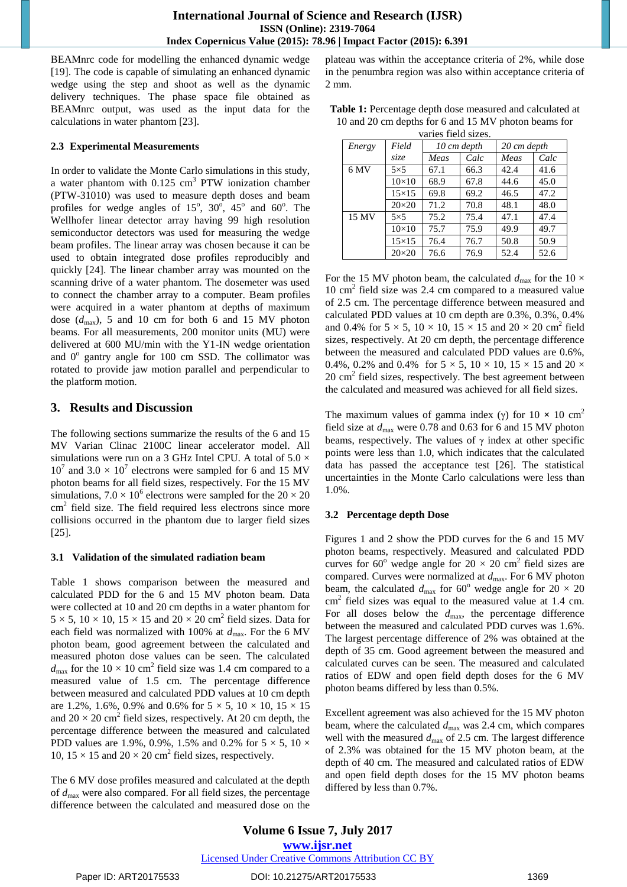BEAMnrc code for modelling the enhanced dynamic wedge [19]. The code is capable of simulating an enhanced dynamic wedge using the step and shoot as well as the dynamic delivery techniques. The phase space file obtained as BEAMnrc output, was used as the input data for the calculations in water phantom [23].

### 2.3 Experimental Measurements

In order to validate the Monte Carlo simulations in this study, a water phantom with 0.125 $cm^3$ PTW ionization chamber (PTW-31010) was used to measure depth doses and beam profiles for wedge angles of $15^o$, $30^o$, $45^o$ and $60^o$. The Wellhofer linear detector array having 99 high resolution semiconductor detectors was used for measuring the wedge beam profiles. The linear array was chosen because it can be used to obtain integrated dose profiles reproducibly and quickly [24]. The linear chamber array was mounted on the scanning drive of a water phantom. The dosemeter was used to connect the chamber array to a computer. Beam profiles were acquired in a water phantom at depths of maximum dose ($d_{max}$), 5 and 10 cm for both 6 and 15 MV photon beams. For all measurements, 200 monitor units (MU) were delivered at 600 MU/min with the Y1-IN wedge orientation and $0^o$ gantry angle for 100 cm SSD. The collimator was rotated to provide jaw motion parallel and perpendicular to the platform motion.

## 3. Results and Discussion

The following sections summarize the results of the 6 and 15 MV Varian Clinac 2100C linear accelerator model. All simulations were run on a 3 GHz Intel CPU. A total of $5.0 \times 10^7$ and $3.0 \times 10^7$ electrons were sampled for 6 and 15 MV photon beams for all field sizes, respectively. For the 15 MV simulations, $7.0 \times 10^6$ electrons were sampled for the $20 \times 20$ $cm^2$ field size. The field required less electrons since more collisions occurred in the phantom due to larger field sizes [25].

### 3.1 Validation of the simulated radiation beam

Table 1 shows comparison between the measured and calculated PDD for the 6 and 15 MV photon beam. Data were collected at 10 and 20 cm depths in a water phantom for $5 \times 5$, $10 \times 10$, $15 \times 15$ and $20 \times 20$ $cm^2$ field sizes. Data for each field was normalized with 100% at $d_{max}$. For the 6 MV photon beam, good agreement between the calculated and measured photon dose values can be seen. The calculated $d_{max}$ for the $10 \times 10$ $cm^2$ field size was 1.4 cm compared to a measured value of 1.5 cm. The percentage difference between measured and calculated PDD values at 10 cm depth are 1.2%, 1.6%, 0.9% and 0.6% for $5 \times 5$, $10 \times 10$, $15 \times 15$ and $20 \times 20$ $cm^2$ field sizes, respectively. At 20 cm depth, the percentage difference between the measured and calculated PDD values are 1.9%, 0.9%, 1.5% and 0.2% for $5 \times 5$, $10 \times 10$, $15 \times 15$ and $20 \times 20$ $cm^2$ field sizes, respectively.

The 6 MV dose profiles measured and calculated at the depth of $d_{max}$ were also compared. For all field sizes, the percentage difference between the calculated and measured dose on the plateau was within the acceptance criteria of 2%, while dose in the penumbra region was also within acceptance criteria of 2 mm.

**Table 1:** Percentage depth dose measured and calculated at 10 and 20 cm depths for 6 and 15 MV photon beams for varies field sizes.

| *Energy* | *Field size* | *10 cm depth* | | *20 cm depth* | |
|---|---|---|---|---|---|
| | | *Meas* | *Calc* | *Meas* | *Calc* |
| 6 MV | 5×5 | 67.1 | 66.3 | 42.4 | 41.6 |
| | 10×10 | 68.9 | 67.8 | 44.6 | 45.0 |
| | 15×15 | 69.8 | 69.2 | 46.5 | 47.2 |
| | 20×20 | 71.2 | 70.8 | 48.1 | 48.0 |
| 15 MV | 5×5 | 75.2 | 75.4 | 47.1 | 47.4 |
| | 10×10 | 75.7 | 75.9 | 49.9 | 49.7 |
| | 15×15 | 76.4 | 76.7 | 50.8 | 50.9 |
| | 20×20 | 76.6 | 76.9 | 52.4 | 52.6 |

For the 15 MV photon beam, the calculated $d_{max}$ for the $10 \times 10$ $cm^2$ field size was 2.4 cm compared to a measured value of 2.5 cm. The percentage difference between measured and calculated PDD values at 10 cm depth are 0.3%, 0.3%, 0.4% and 0.4% for $5 \times 5$, $10 \times 10$, $15 \times 15$ and $20 \times 20$ $cm^2$ field sizes, respectively. At 20 cm depth, the percentage difference between the measured and calculated PDD values are 0.6%, 0.4%, 0.2% and 0.4% for $5 \times 5$, $10 \times 10$, $15 \times 15$ and $20 \times 20$ $cm^2$ field sizes, respectively. The best agreement between the calculated and measured was achieved for all field sizes.

The maximum values of gamma index ($\gamma$) for $10 \times 10$ $cm^2$ field size at $d_{max}$ were 0.78 and 0.63 for 6 and 15 MV photon beams, respectively. The values of $\gamma$ index at other specific points were less than 1.0, which indicates that the calculated data has passed the acceptance test [26]. The statistical uncertainties in the Monte Carlo calculations were less than 1.0%.

### 3.2 Percentage depth Dose

Figures 1 and 2 show the PDD curves for the 6 and 15 MV photon beams, respectively. Measured and calculated PDD curves for $60^o$ wedge angle for $20 \times 20$ $cm^2$ field sizes are compared. Curves were normalized at $d_{max}$. For 6 MV photon beam, the calculated $d_{max}$ for $60^o$ wedge angle for $20 \times 20$ $cm^2$ field sizes was equal to the measured value at 1.4 cm. For all doses below the $d_{max}$, the percentage difference between the measured and calculated PDD curves was 1.6%. The largest percentage difference of 2% was obtained at the depth of 35 cm. Good agreement between the measured and calculated curves can be seen. The measured and calculated ratios of EDW and open field depth doses for the 6 MV photon beams differed by less than 0.5%.

Excellent agreement was also achieved for the 15 MV photon beam, where the calculated $d_{max}$ was 2.4 cm, which compares well with the measured $d_{max}$ of 2.5 cm. The largest difference of 2.3% was obtained for the 15 MV photon beam, at the depth of 40 cm. The measured and calculated ratios of EDW and open field depth doses for the 15 MV photon beams differed by less than 0.7%.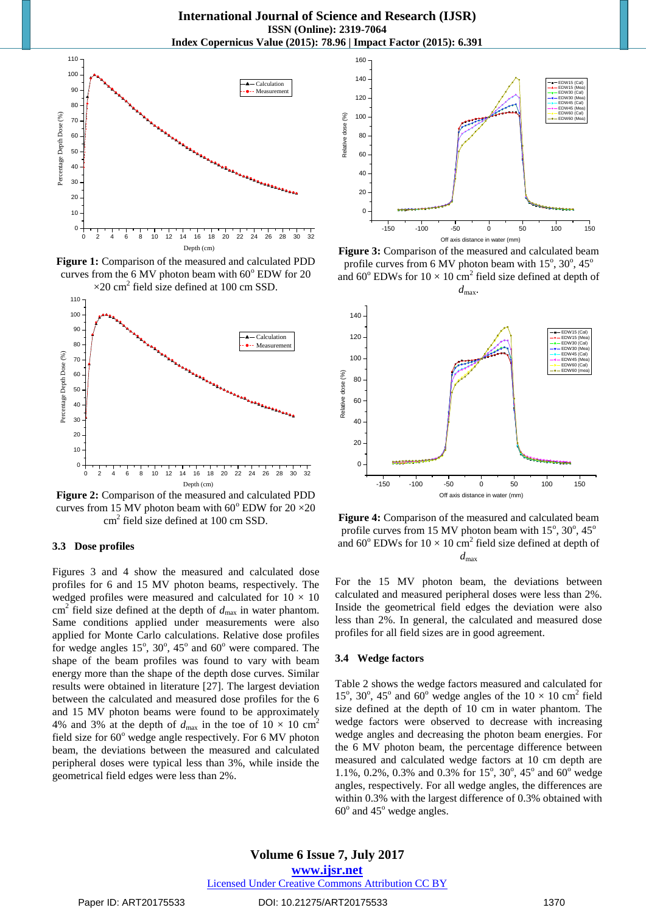**Figure 1:** Comparison of the measured and calculated PDD curves from the 6 MV photon beam with 60° EDW for 20 ×20 cm² field size defined at 100 cm SSD.

**Figure 2:** Comparison of the measured and calculated PDD curves from 15 MV photon beam with 60° EDW for 20 ×20 cm² field size defined at 100 cm SSD.

### 3.3 Dose profiles

Figures 3 and 4 show the measured and calculated dose profiles for 6 and 15 MV photon beams, respectively. The wedged profiles were measured and calculated for 10 × 10 cm² field size defined at the depth of $d_{max}$ in water phantom. Same conditions applied under measurements were also applied for Monte Carlo calculations. Relative dose profiles for wedge angles 15°, 30°, 45° and 60° were compared. The shape of the beam profiles was found to vary with beam energy more than the shape of the depth dose curves. Similar results were obtained in literature [27]. The largest deviation between the calculated and measured dose profiles for the 6 and 15 MV photon beams were found to be approximately 4% and 3% at the depth of $d_{max}$ in the toe of 10 × 10 cm² field size for 60° wedge angle respectively. For 6 MV photon beam, the deviations between the measured and calculated peripheral doses were typical less than 3%, while inside the geometrical field edges were less than 2%.

**Figure 3:** Comparison of the measured and calculated beam profile curves from 6 MV photon beam with 15°, 30°, 45° and 60° EDWs for 10 × 10 cm² field size defined at depth of $d_{max}$.

**Figure 4:** Comparison of the measured and calculated beam profile curves from 15 MV photon beam with 15°, 30°, 45° and 60° EDWs for 10 × 10 cm² field size defined at depth of $d_{max}$

For the 15 MV photon beam, the deviations between calculated and measured peripheral doses were less than 2%. Inside the geometrical field edges the deviation were also less than 2%. In general, the calculated and measured dose profiles for all field sizes are in good agreement.

### 3.4 Wedge factors

Table 2 shows the wedge factors measured and calculated for 15°, 30°, 45° and 60° wedge angles of the 10 × 10 cm² field size defined at the depth of 10 cm in water phantom. The wedge factors were observed to decrease with increasing wedge angles and decreasing the photon beam energies. For the 6 MV photon beam, the percentage difference between measured and calculated wedge factors at 10 cm depth are 1.1%, 0.2%, 0.3% and 0.3% for 15°, 30°, 45° and 60° wedge angles, respectively. For all wedge angles, the differences are within 0.3% with the largest difference of 0.3% obtained with 60° and 45° wedge angles.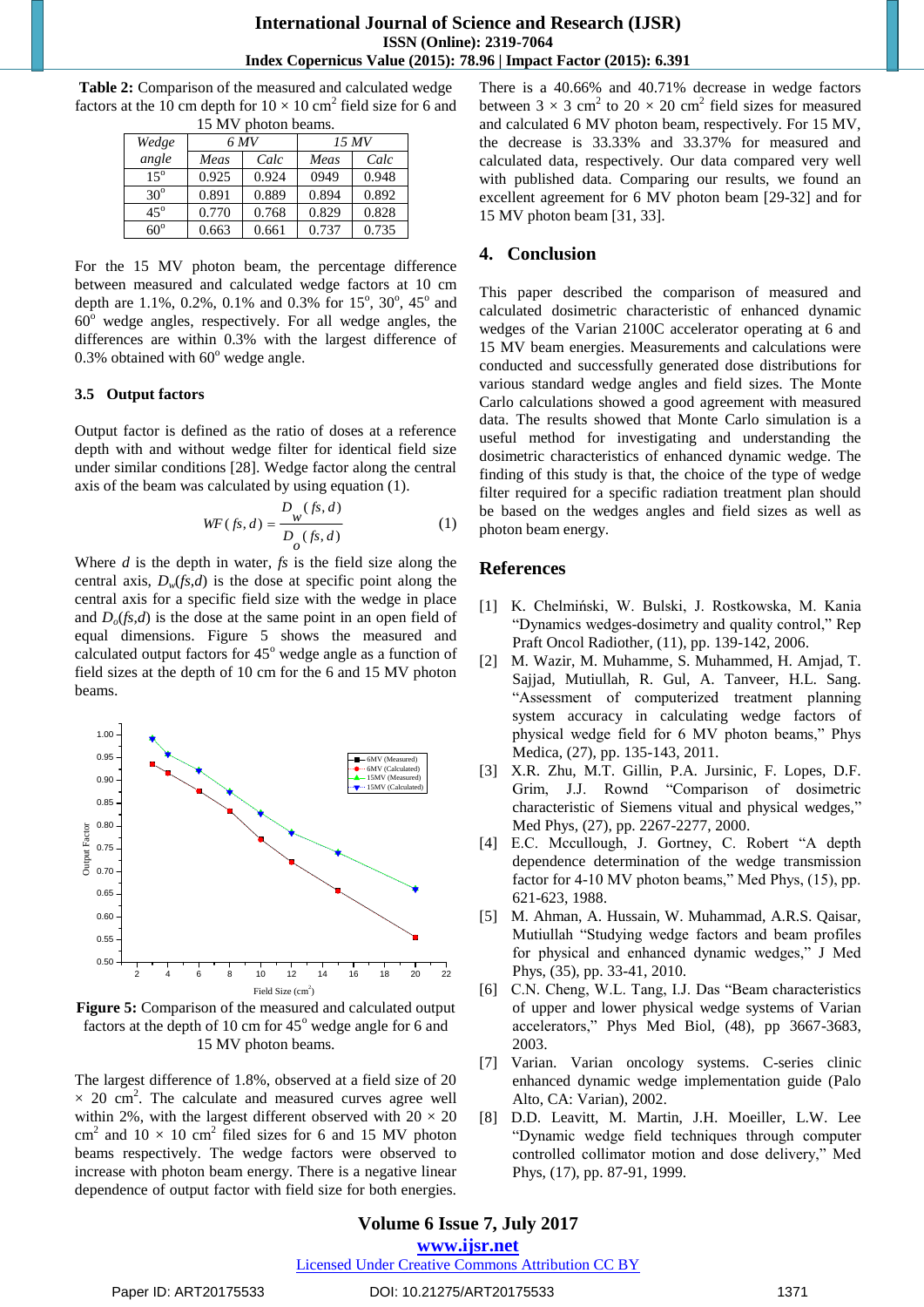**Table 2:** Comparison of the measured and calculated wedge factors at the 10 cm depth for 10 × 10 cm$^2$ field size for 6 and 15 MV photon beams.

| Wedge angle | 6 MV | | 15 MV | |
|---|---|---|---|---|
| | Meas | Calc | Meas | Calc |
| 15$^o$ | 0.925 | 0.924 | 0949 | 0.948 |
| 30$^o$ | 0.891 | 0.889 | 0.894 | 0.892 |
| 45$^o$ | 0.770 | 0.768 | 0.829 | 0.828 |
| 60$^o$ | 0.663 | 0.661 | 0.737 | 0.735 |

For the 15 MV photon beam, the percentage difference between measured and calculated wedge factors at 10 cm depth are 1.1%, 0.2%, 0.1% and 0.3% for 15$^o$, 30$^o$, 45$^o$ and 60$^o$ wedge angles, respectively. For all wedge angles, the differences are within 0.3% with the largest difference of 0.3% obtained with 60$^o$ wedge angle.

### 3.5 Output factors

Output factor is defined as the ratio of doses at a reference depth with and without wedge filter for identical field size under similar conditions [28]. Wedge factor along the central axis of the beam was calculated by using equation (1).

$$WF(fs,d) = \frac{D_w(fs,d)}{D_o(fs,d)} \qquad (1)$$

Where $d$ is the depth in water, $fs$ is the field size along the central axis, $D_w(fs,d)$ is the dose at specific point along the central axis for a specific field size with the wedge in place and $D_o(fs,d)$ is the dose at the same point in an open field of equal dimensions. Figure 5 shows the measured and calculated output factors for 45$^o$ wedge angle as a function of field sizes at the depth of 10 cm for the 6 and 15 MV photon beams.

**Figure 5:** Comparison of the measured and calculated output factors at the depth of 10 cm for 45$^o$ wedge angle for 6 and 15 MV photon beams.

The largest difference of 1.8%, observed at a field size of 20 × 20 cm$^2$. The calculate and measured curves agree well within 2%, with the largest different observed with 20 × 20 cm$^2$ and 10 × 10 cm$^2$ filed sizes for 6 and 15 MV photon beams respectively. The wedge factors were observed to increase with photon beam energy. There is a negative linear dependence of output factor with field size for both energies.

There is a 40.66% and 40.71% decrease in wedge factors between 3 × 3 cm$^2$ to 20 × 20 cm$^2$ field sizes for measured and calculated 6 MV photon beam, respectively. For 15 MV, the decrease is 33.33% and 33.37% for measured and calculated data, respectively. Our data compared very well with published data. Comparing our results, we found an excellent agreement for 6 MV photon beam [29-32] and for 15 MV photon beam [31, 33].

## 4. Conclusion

This paper described the comparison of measured and calculated dosimetric characteristic of enhanced dynamic wedges of the Varian 2100C accelerator operating at 6 and 15 MV beam energies. Measurements and calculations were conducted and successfully generated dose distributions for various standard wedge angles and field sizes. The Monte Carlo calculations showed a good agreement with measured data. The results showed that Monte Carlo simulation is a useful method for investigating and understanding the dosimetric characteristics of enhanced dynamic wedge. The finding of this study is that, the choice of the type of wedge filter required for a specific radiation treatment plan should be based on the wedges angles and field sizes as well as photon beam energy.

## References

[1] K. Chelmiński, W. Bulski, J. Rostkowska, M. Kania "Dynamics wedges-dosimetry and quality control," Rep Praft Oncol Radiother, (11), pp. 139-142, 2006.

[2] M. Wazir, M. Muhamme, S. Muhammed, H. Amjad, T. Sajjad, Mutiullah, R. Gul, A. Tanveer, H.L. Sang. "Assessment of computerized treatment planning system accuracy in calculating wedge factors of physical wedge field for 6 MV photon beams," Phys Medica, (27), pp. 135-143, 2011.

[3] X.R. Zhu, M.T. Gillin, P.A. Jursinic, F. Lopes, D.F. Grim, J.J. Rownd "Comparison of dosimetric characteristic of Siemens vitual and physical wedges," Med Phys, (27), pp. 2267-2277, 2000.

[4] E.C. Mccullough, J. Gortney, C. Robert "A depth dependence determination of the wedge transmission factor for 4-10 MV photon beams," Med Phys, (15), pp. 621-623, 1988.

[5] M. Ahman, A. Hussain, W. Muhammad, A.R.S. Qaisar, Mutiullah "Studying wedge factors and beam profiles for physical and enhanced dynamic wedges," J Med Phys, (35), pp. 33-41, 2010.

[6] C.N. Cheng, W.L. Tang, I.J. Das "Beam characteristics of upper and lower physical wedge systems of Varian accelerators," Phys Med Biol, (48), pp 3667-3683, 2003.

[7] Varian. Varian oncology systems. C-series clinic enhanced dynamic wedge implementation guide (Palo Alto, CA: Varian), 2002.

[8] D.D. Leavitt, M. Martin, J.H. Moeiller, L.W. Lee "Dynamic wedge field techniques through computer controlled collimator motion and dose delivery," Med Phys, (17), pp. 87-91, 1999.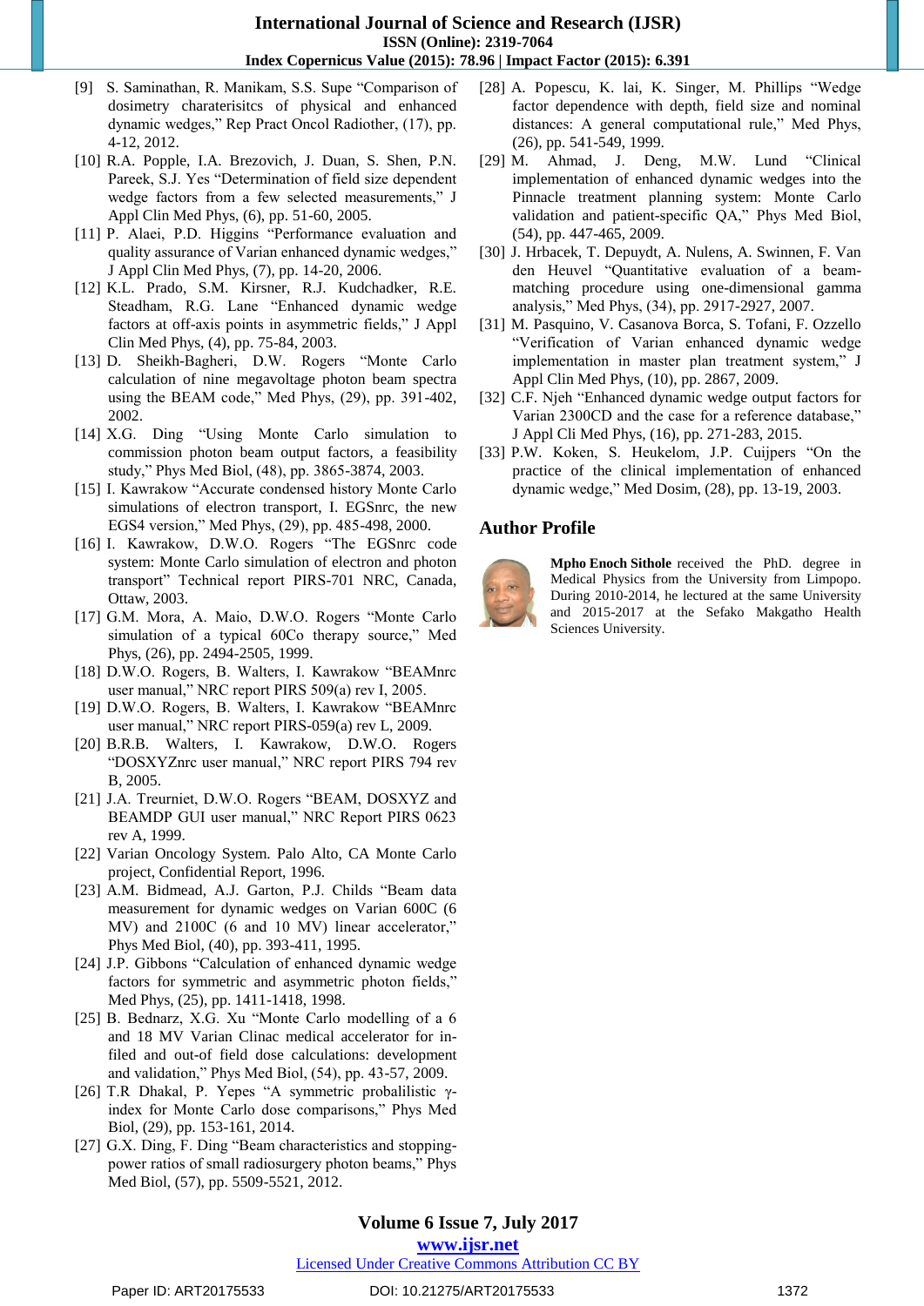[9] S. Saminathan, R. Manikam, S.S. Supe "Comparison of dosimetry charaterisitcs of physical and enhanced dynamic wedges," Rep Pract Oncol Radiother, (17), pp. 4-12, 2012.

[10] R.A. Popple, I.A. Brezovich, J. Duan, S. Shen, P.N. Pareek, S.J. Yes "Determination of field size dependent wedge factors from a few selected measurements," J Appl Clin Med Phys, (6), pp. 51-60, 2005.

[11] P. Alaei, P.D. Higgins "Performance evaluation and quality assurance of Varian enhanced dynamic wedges," J Appl Clin Med Phys, (7), pp. 14-20, 2006.

[12] K.L. Prado, S.M. Kirsner, R.J. Kudchadker, R.E. Steadham, R.G. Lane "Enhanced dynamic wedge factors at off-axis points in asymmetric fields," J Appl Clin Med Phys, (4), pp. 75-84, 2003.

[13] D. Sheikh-Bagheri, D.W. Rogers "Monte Carlo calculation of nine megavoltage photon beam spectra using the BEAM code," Med Phys, (29), pp. 391-402, 2002.

[14] X.G. Ding "Using Monte Carlo simulation to commission photon beam output factors, a feasibility study," Phys Med Biol, (48), pp. 3865-3874, 2003.

[15] I. Kawrakow "Accurate condensed history Monte Carlo simulations of electron transport, I. EGSnrc, the new EGS4 version," Med Phys, (29), pp. 485-498, 2000.

[16] I. Kawrakow, D.W.O. Rogers "The EGSnrc code system: Monte Carlo simulation of electron and photon transport" Technical report PIRS-701 NRC, Canada, Ottaw, 2003.

[17] G.M. Mora, A. Maio, D.W.O. Rogers "Monte Carlo simulation of a typical 60Co therapy source," Med Phys, (26), pp. 2494-2505, 1999.

[18] D.W.O. Rogers, B. Walters, I. Kawrakow "BEAMnrc user manual," NRC report PIRS 509(a) rev I, 2005.

[19] D.W.O. Rogers, B. Walters, I. Kawrakow "BEAMnrc user manual," NRC report PIRS-059(a) rev L, 2009.

[20] B.R.B. Walters, I. Kawrakow, D.W.O. Rogers "DOSXYZnrc user manual," NRC report PIRS 794 rev B, 2005.

[21] J.A. Treurniet, D.W.O. Rogers "BEAM, DOSXYZ and BEAMDP GUI user manual," NRC Report PIRS 0623 rev A, 1999.

[22] Varian Oncology System. Palo Alto, CA Monte Carlo project, Confidential Report, 1996.

[23] A.M. Bidmead, A.J. Garton, P.J. Childs "Beam data measurement for dynamic wedges on Varian 600C (6 MV) and 2100C (6 and 10 MV) linear accelerator," Phys Med Biol, (40), pp. 393-411, 1995.

[24] J.P. Gibbons "Calculation of enhanced dynamic wedge factors for symmetric and asymmetric photon fields," Med Phys, (25), pp. 1411-1418, 1998.

[25] B. Bednarz, X.G. Xu "Monte Carlo modelling of a 6 and 18 MV Varian Clinac medical accelerator for in-filed and out-of field dose calculations: development and validation," Phys Med Biol, (54), pp. 43-57, 2009.

[26] T.R Dhakal, P. Yepes "A symmetric probalilistic γ-index for Monte Carlo dose comparisons," Phys Med Biol, (29), pp. 153-161, 2014.

[27] G.X. Ding, F. Ding "Beam characteristics and stopping-power ratios of small radiosurgery photon beams," Phys Med Biol, (57), pp. 5509-5521, 2012.

[28] A. Popescu, K. lai, K. Singer, M. Phillips "Wedge factor dependence with depth, field size and nominal distances: A general computational rule," Med Phys, (26), pp. 541-549, 1999.

[29] M. Ahmad, J. Deng, M.W. Lund "Clinical implementation of enhanced dynamic wedges into the Pinnacle treatment planning system: Monte Carlo validation and patient-specific QA," Phys Med Biol, (54), pp. 447-465, 2009.

[30] J. Hrbacek, T. Depuydt, A. Nulens, A. Swinnen, F. Van den Heuvel "Quantitative evaluation of a beam-matching procedure using one-dimensional gamma analysis," Med Phys, (34), pp. 2917-2927, 2007.

[31] M. Pasquino, V. Casanova Borca, S. Tofani, F. Ozzello "Verification of Varian enhanced dynamic wedge implementation in master plan treatment system," J Appl Clin Med Phys, (10), pp. 2867, 2009.

[32] C.F. Njeh "Enhanced dynamic wedge output factors for Varian 2300CD and the case for a reference database," J Appl Cli Med Phys, (16), pp. 271-283, 2015.

[33] P.W. Koken, S. Heukelom, J.P. Cuijpers "On the practice of the clinical implementation of enhanced dynamic wedge," Med Dosim, (28), pp. 13-19, 2003.

## Author Profile

**Mpho Enoch Sithole** received the PhD. degree in Medical Physics from the University from Limpopo. During 2010-2014, he lectured at the same University and 2015-2017 at the Sefako Makgatho Health Sciences University.